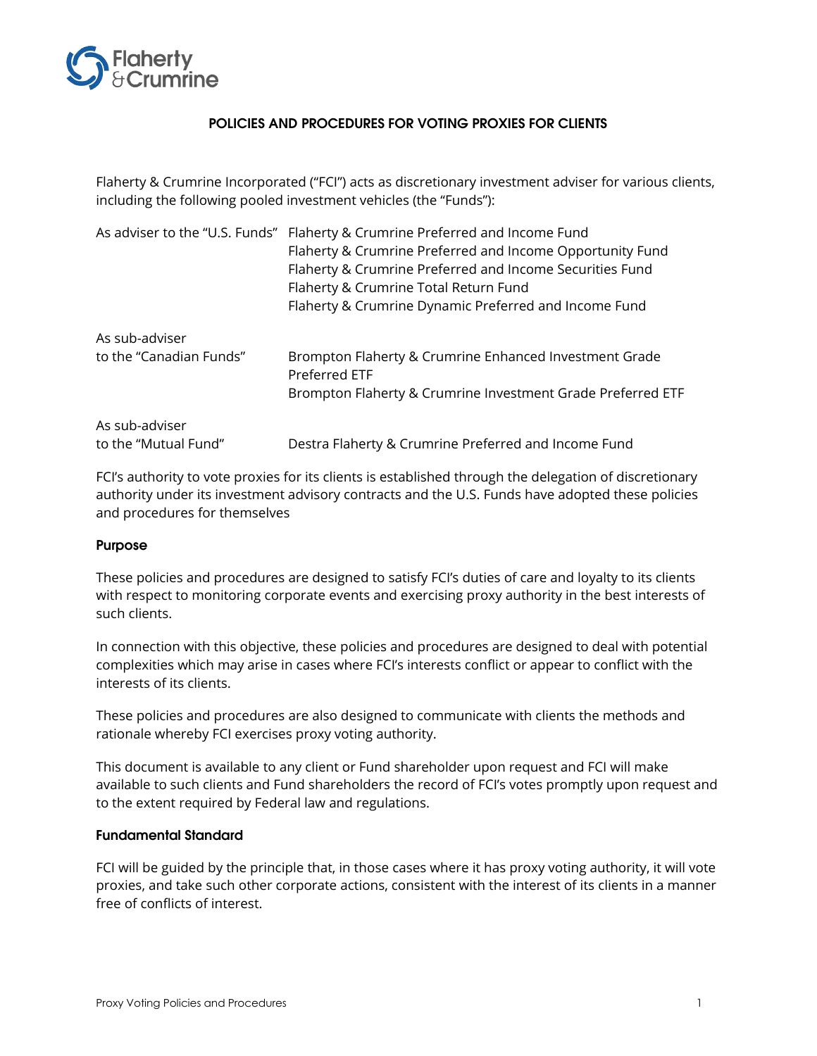Flaherty & Crumrine

# POLICIES AND PROCEDURES FOR VOTING PROXIES FOR CLIENTS

Flaherty & Crumrine Incorporated ("FCI") acts as discretionary investment adviser for various clients, including the following pooled investment vehicles (the "Funds"):

| | |
|---|---|
| As adviser to the "U.S. Funds" | Flaherty & Crumrine Preferred and Income Fund<br>Flaherty & Crumrine Preferred and Income Opportunity Fund<br>Flaherty & Crumrine Preferred and Income Securities Fund<br>Flaherty & Crumrine Total Return Fund<br>Flaherty & Crumrine Dynamic Preferred and Income Fund |
| As sub-adviser to the "Canadian Funds" | Brompton Flaherty & Crumrine Enhanced Investment Grade Preferred ETF<br>Brompton Flaherty & Crumrine Investment Grade Preferred ETF |
| As sub-adviser to the "Mutual Fund" | Destra Flaherty & Crumrine Preferred and Income Fund |

FCI's authority to vote proxies for its clients is established through the delegation of discretionary authority under its investment advisory contracts and the U.S. Funds have adopted these policies and procedures for themselves

### Purpose

These policies and procedures are designed to satisfy FCI's duties of care and loyalty to its clients with respect to monitoring corporate events and exercising proxy authority in the best interests of such clients.

In connection with this objective, these policies and procedures are designed to deal with potential complexities which may arise in cases where FCI's interests conflict or appear to conflict with the interests of its clients.

These policies and procedures are also designed to communicate with clients the methods and rationale whereby FCI exercises proxy voting authority.

This document is available to any client or Fund shareholder upon request and FCI will make available to such clients and Fund shareholders the record of FCI's votes promptly upon request and to the extent required by Federal law and regulations.

### Fundamental Standard

FCI will be guided by the principle that, in those cases where it has proxy voting authority, it will vote proxies, and take such other corporate actions, consistent with the interest of its clients in a manner free of conflicts of interest.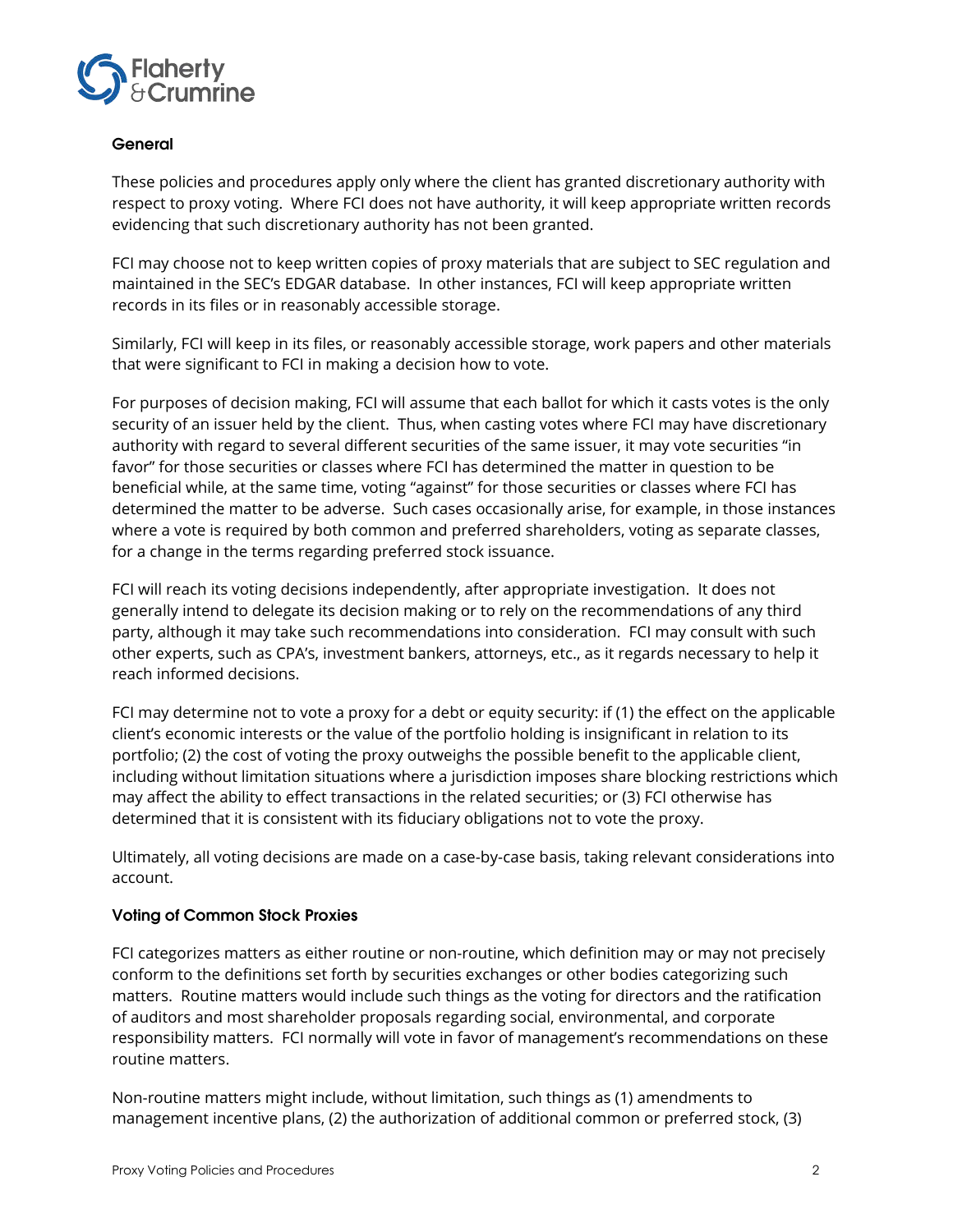### General

These policies and procedures apply only where the client has granted discretionary authority with respect to proxy voting. Where FCI does not have authority, it will keep appropriate written records evidencing that such discretionary authority has not been granted.

FCI may choose not to keep written copies of proxy materials that are subject to SEC regulation and maintained in the SEC's EDGAR database. In other instances, FCI will keep appropriate written records in its files or in reasonably accessible storage.

Similarly, FCI will keep in its files, or reasonably accessible storage, work papers and other materials that were significant to FCI in making a decision how to vote.

For purposes of decision making, FCI will assume that each ballot for which it casts votes is the only security of an issuer held by the client. Thus, when casting votes where FCI may have discretionary authority with regard to several different securities of the same issuer, it may vote securities "in favor" for those securities or classes where FCI has determined the matter in question to be beneficial while, at the same time, voting "against" for those securities or classes where FCI has determined the matter to be adverse. Such cases occasionally arise, for example, in those instances where a vote is required by both common and preferred shareholders, voting as separate classes, for a change in the terms regarding preferred stock issuance.

FCI will reach its voting decisions independently, after appropriate investigation. It does not generally intend to delegate its decision making or to rely on the recommendations of any third party, although it may take such recommendations into consideration. FCI may consult with such other experts, such as CPA's, investment bankers, attorneys, etc., as it regards necessary to help it reach informed decisions.

FCI may determine not to vote a proxy for a debt or equity security: if (1) the effect on the applicable client's economic interests or the value of the portfolio holding is insignificant in relation to its portfolio; (2) the cost of voting the proxy outweighs the possible benefit to the applicable client, including without limitation situations where a jurisdiction imposes share blocking restrictions which may affect the ability to effect transactions in the related securities; or (3) FCI otherwise has determined that it is consistent with its fiduciary obligations not to vote the proxy.

Ultimately, all voting decisions are made on a case-by-case basis, taking relevant considerations into account.

### Voting of Common Stock Proxies

FCI categorizes matters as either routine or non-routine, which definition may or may not precisely conform to the definitions set forth by securities exchanges or other bodies categorizing such matters. Routine matters would include such things as the voting for directors and the ratification of auditors and most shareholder proposals regarding social, environmental, and corporate responsibility matters. FCI normally will vote in favor of management's recommendations on these routine matters.

Non-routine matters might include, without limitation, such things as (1) amendments to management incentive plans, (2) the authorization of additional common or preferred stock, (3)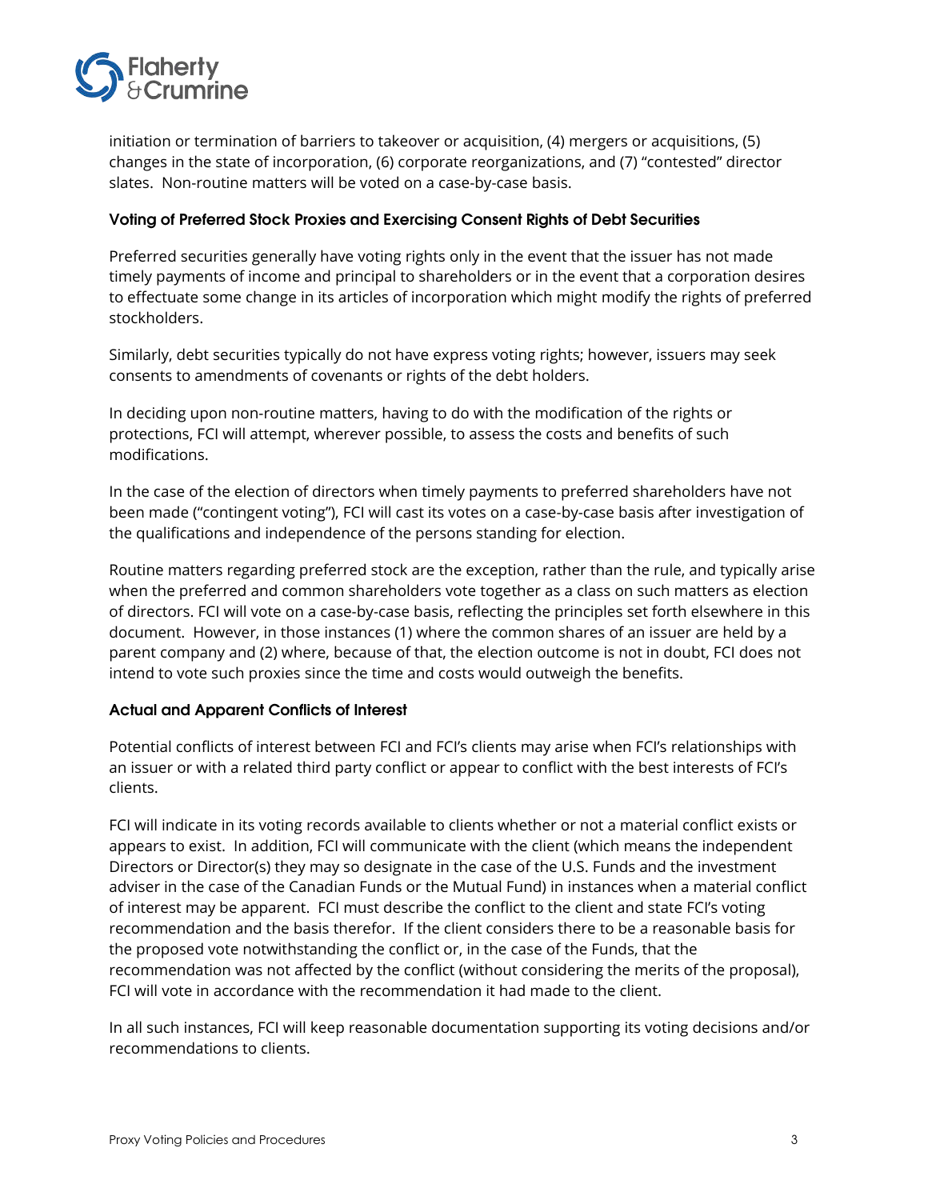initiation or termination of barriers to takeover or acquisition, (4) mergers or acquisitions, (5) changes in the state of incorporation, (6) corporate reorganizations, and (7) "contested" director slates. Non-routine matters will be voted on a case-by-case basis.

### Voting of Preferred Stock Proxies and Exercising Consent Rights of Debt Securities

Preferred securities generally have voting rights only in the event that the issuer has not made timely payments of income and principal to shareholders or in the event that a corporation desires to effectuate some change in its articles of incorporation which might modify the rights of preferred stockholders.

Similarly, debt securities typically do not have express voting rights; however, issuers may seek consents to amendments of covenants or rights of the debt holders.

In deciding upon non-routine matters, having to do with the modification of the rights or protections, FCI will attempt, wherever possible, to assess the costs and benefits of such modifications.

In the case of the election of directors when timely payments to preferred shareholders have not been made ("contingent voting"), FCI will cast its votes on a case-by-case basis after investigation of the qualifications and independence of the persons standing for election.

Routine matters regarding preferred stock are the exception, rather than the rule, and typically arise when the preferred and common shareholders vote together as a class on such matters as election of directors. FCI will vote on a case-by-case basis, reflecting the principles set forth elsewhere in this document. However, in those instances (1) where the common shares of an issuer are held by a parent company and (2) where, because of that, the election outcome is not in doubt, FCI does not intend to vote such proxies since the time and costs would outweigh the benefits.

### Actual and Apparent Conflicts of Interest

Potential conflicts of interest between FCI and FCI's clients may arise when FCI's relationships with an issuer or with a related third party conflict or appear to conflict with the best interests of FCI's clients.

FCI will indicate in its voting records available to clients whether or not a material conflict exists or appears to exist. In addition, FCI will communicate with the client (which means the independent Directors or Director(s) they may so designate in the case of the U.S. Funds and the investment adviser in the case of the Canadian Funds or the Mutual Fund) in instances when a material conflict of interest may be apparent. FCI must describe the conflict to the client and state FCI's voting recommendation and the basis therefor. If the client considers there to be a reasonable basis for the proposed vote notwithstanding the conflict or, in the case of the Funds, that the recommendation was not affected by the conflict (without considering the merits of the proposal), FCI will vote in accordance with the recommendation it had made to the client.

In all such instances, FCI will keep reasonable documentation supporting its voting decisions and/or recommendations to clients.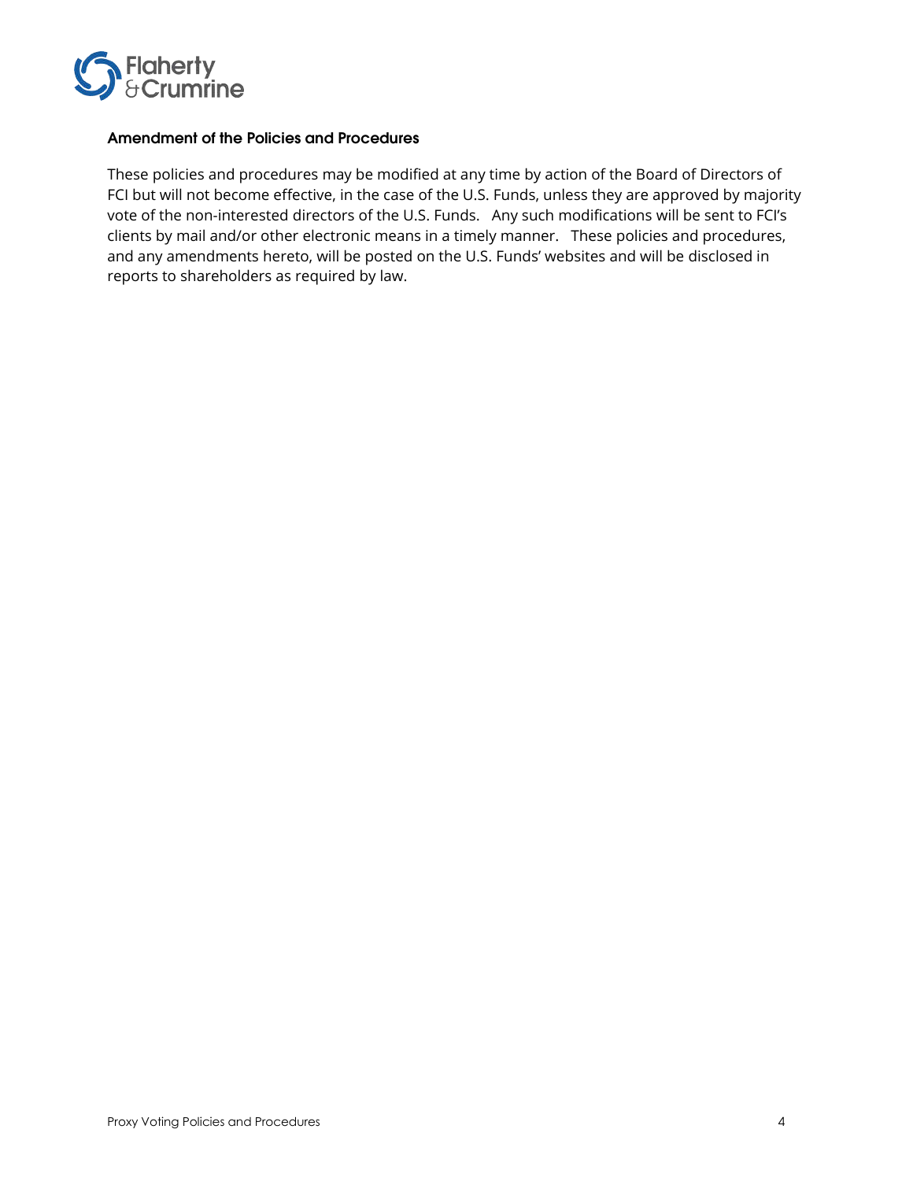### Amendment of the Policies and Procedures

These policies and procedures may be modified at any time by action of the Board of Directors of FCI but will not become effective, in the case of the U.S. Funds, unless they are approved by majority vote of the non-interested directors of the U.S. Funds. Any such modifications will be sent to FCI's clients by mail and/or other electronic means in a timely manner. These policies and procedures, and any amendments hereto, will be posted on the U.S. Funds' websites and will be disclosed in reports to shareholders as required by law.